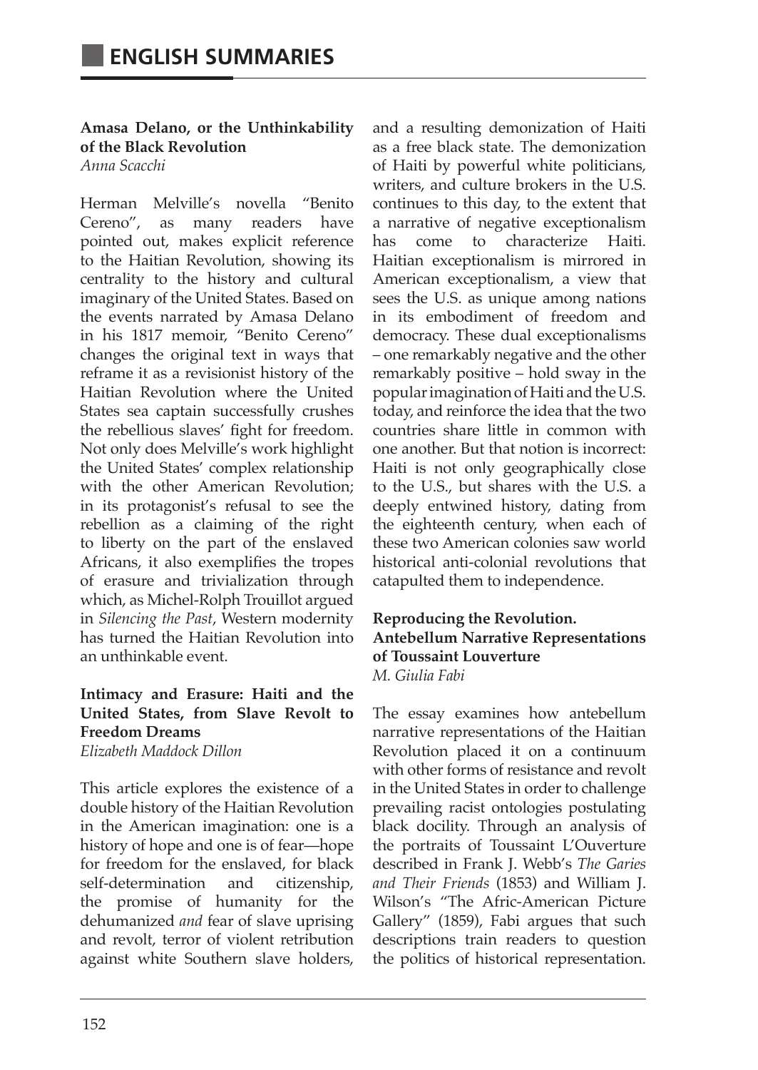# ENGLISH SUMMARIES

**Amasa Delano, or the Unthinkability of the Black Revolution**
*Anna Scacchi*

Herman Melville's novella "Benito Cereno", as many readers have pointed out, makes explicit reference to the Haitian Revolution, showing its centrality to the history and cultural imaginary of the United States. Based on the events narrated by Amasa Delano in his 1817 memoir, "Benito Cereno" changes the original text in ways that reframe it as a revisionist history of the Haitian Revolution where the United States sea captain successfully crushes the rebellious slaves' fight for freedom. Not only does Melville's work highlight the United States' complex relationship with the other American Revolution; in its protagonist's refusal to see the rebellion as a claiming of the right to liberty on the part of the enslaved Africans, it also exemplifies the tropes of erasure and trivialization through which, as Michel-Rolph Trouillot argued in *Silencing the Past*, Western modernity has turned the Haitian Revolution into an unthinkable event.

**Intimacy and Erasure: Haiti and the United States, from Slave Revolt to Freedom Dreams**
*Elizabeth Maddock Dillon*

This article explores the existence of a double history of the Haitian Revolution in the American imagination: one is a history of hope and one is of fear—hope for freedom for the enslaved, for black self-determination and citizenship, the promise of humanity for the dehumanized *and* fear of slave uprising and revolt, terror of violent retribution against white Southern slave holders, and a resulting demonization of Haiti as a free black state. The demonization of Haiti by powerful white politicians, writers, and culture brokers in the U.S. continues to this day, to the extent that a narrative of negative exceptionalism has come to characterize Haiti. Haitian exceptionalism is mirrored in American exceptionalism, a view that sees the U.S. as unique among nations in its embodiment of freedom and democracy. These dual exceptionalisms – one remarkably negative and the other remarkably positive – hold sway in the popular imagination of Haiti and the U.S. today, and reinforce the idea that the two countries share little in common with one another. But that notion is incorrect: Haiti is not only geographically close to the U.S., but shares with the U.S. a deeply entwined history, dating from the eighteenth century, when each of these two American colonies saw world historical anti-colonial revolutions that catapulted them to independence.

**Reproducing the Revolution. Antebellum Narrative Representations of Toussaint Louverture**
*M. Giulia Fabi*

The essay examines how antebellum narrative representations of the Haitian Revolution placed it on a continuum with other forms of resistance and revolt in the United States in order to challenge prevailing racist ontologies postulating black docility. Through an analysis of the portraits of Toussaint L'Ouverture described in Frank J. Webb's *The Garies and Their Friends* (1853) and William J. Wilson's "The Afric-American Picture Gallery" (1859), Fabi argues that such descriptions train readers to question the politics of historical representation.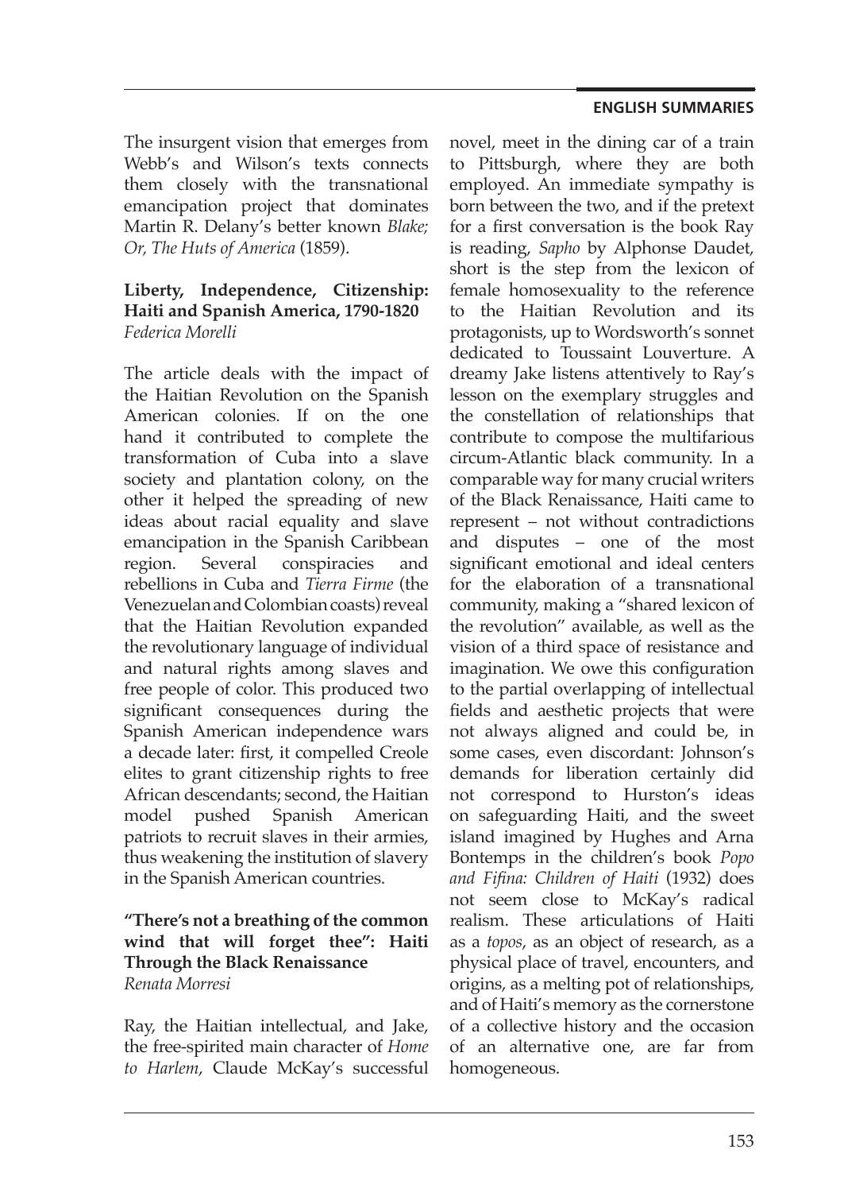The insurgent vision that emerges from Webb's and Wilson's texts connects them closely with the transnational emancipation project that dominates Martin R. Delany's better known *Blake; Or, The Huts of America* (1859).

**Liberty, Independence, Citizenship: Haiti and Spanish America, 1790-1820**
*Federica Morelli*

The article deals with the impact of the Haitian Revolution on the Spanish American colonies. If on the one hand it contributed to complete the transformation of Cuba into a slave society and plantation colony, on the other it helped the spreading of new ideas about racial equality and slave emancipation in the Spanish Caribbean region. Several conspiracies and rebellions in Cuba and *Tierra Firme* (the Venezuelan and Colombian coasts) reveal that the Haitian Revolution expanded the revolutionary language of individual and natural rights among slaves and free people of color. This produced two significant consequences during the Spanish American independence wars a decade later: first, it compelled Creole elites to grant citizenship rights to free African descendants; second, the Haitian model pushed Spanish American patriots to recruit slaves in their armies, thus weakening the institution of slavery in the Spanish American countries.

**"There's not a breathing of the common wind that will forget thee": Haiti Through the Black Renaissance**
*Renata Morresi*

Ray, the Haitian intellectual, and Jake, the free-spirited main character of *Home to Harlem*, Claude McKay's successful novel, meet in the dining car of a train to Pittsburgh, where they are both employed. An immediate sympathy is born between the two, and if the pretext for a first conversation is the book Ray is reading, *Sapho* by Alphonse Daudet, short is the step from the lexicon of female homosexuality to the reference to the Haitian Revolution and its protagonists, up to Wordsworth's sonnet dedicated to Toussaint Louverture. A dreamy Jake listens attentively to Ray's lesson on the exemplary struggles and the constellation of relationships that contribute to compose the multifarious circum-Atlantic black community. In a comparable way for many crucial writers of the Black Renaissance, Haiti came to represent – not without contradictions and disputes – one of the most significant emotional and ideal centers for the elaboration of a transnational community, making a "shared lexicon of the revolution" available, as well as the vision of a third space of resistance and imagination. We owe this configuration to the partial overlapping of intellectual fields and aesthetic projects that were not always aligned and could be, in some cases, even discordant: Johnson's demands for liberation certainly did not correspond to Hurston's ideas on safeguarding Haiti, and the sweet island imagined by Hughes and Arna Bontemps in the children's book *Popo and Fifina: Children of Haiti* (1932) does not seem close to McKay's radical realism. These articulations of Haiti as a *topos*, as an object of research, as a physical place of travel, encounters, and origins, as a melting pot of relationships, and of Haiti's memory as the cornerstone of a collective history and the occasion of an alternative one, are far from homogeneous.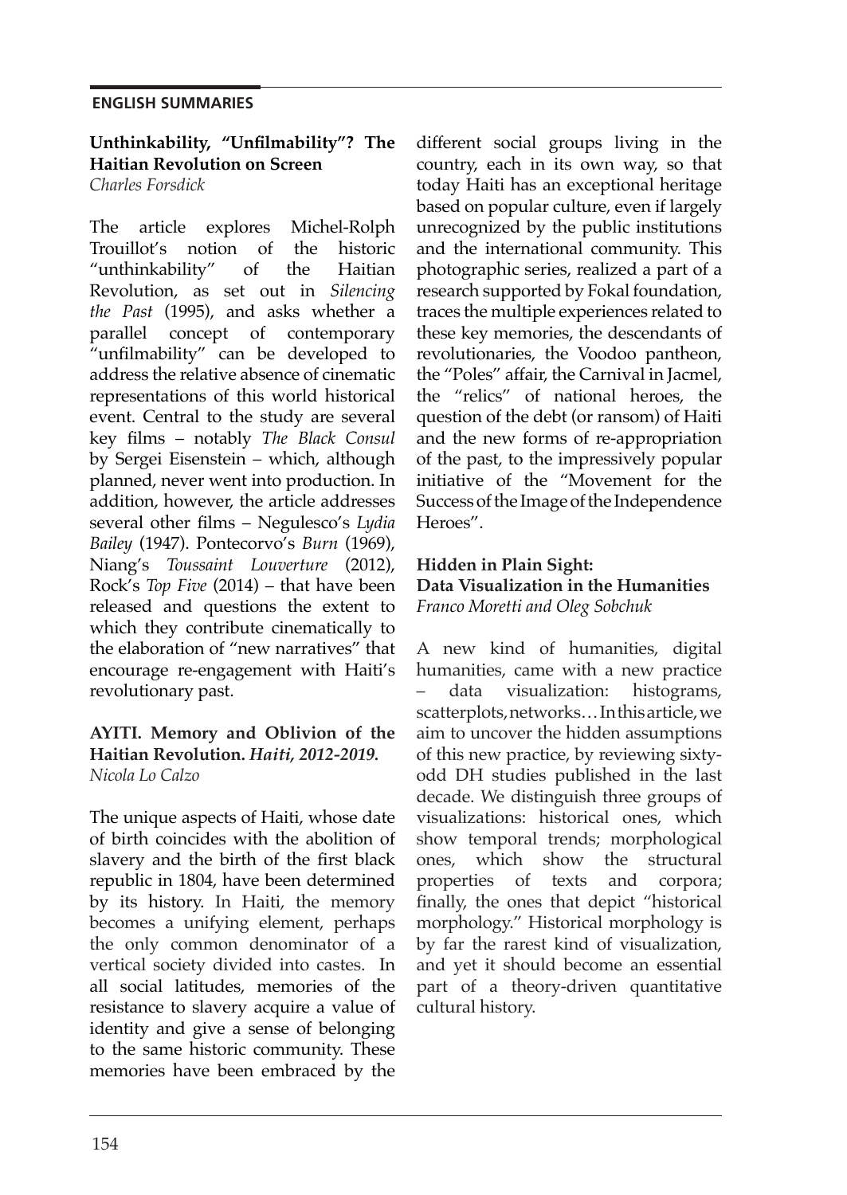## ENGLISH SUMMARIES

**Unthinkability, "Unfilmability"? The Haitian Revolution on Screen**
*Charles Forsdick*

The article explores Michel-Rolph Trouillot's notion of the historic "unthinkability" of the Haitian Revolution, as set out in *Silencing the Past* (1995), and asks whether a parallel concept of contemporary "unfilmability" can be developed to address the relative absence of cinematic representations of this world historical event. Central to the study are several key films – notably *The Black Consul* by Sergei Eisenstein – which, although planned, never went into production. In addition, however, the article addresses several other films – Negulesco's *Lydia Bailey* (1947). Pontecorvo's *Burn* (1969), Niang's *Toussaint Louverture* (2012), Rock's *Top Five* (2014) – that have been released and questions the extent to which they contribute cinematically to the elaboration of "new narratives" that encourage re-engagement with Haiti's revolutionary past.

**AYITI. Memory and Oblivion of the Haitian Revolution. *Haiti, 2012-2019.***
*Nicola Lo Calzo*

The unique aspects of Haiti, whose date of birth coincides with the abolition of slavery and the birth of the first black republic in 1804, have been determined by its history. In Haiti, the memory becomes a unifying element, perhaps the only common denominator of a vertical society divided into castes. In all social latitudes, memories of the resistance to slavery acquire a value of identity and give a sense of belonging to the same historic community. These memories have been embraced by the different social groups living in the country, each in its own way, so that today Haiti has an exceptional heritage based on popular culture, even if largely unrecognized by the public institutions and the international community. This photographic series, realized a part of a research supported by Fokal foundation, traces the multiple experiences related to these key memories, the descendants of revolutionaries, the Voodoo pantheon, the "Poles" affair, the Carnival in Jacmel, the "relics" of national heroes, the question of the debt (or ransom) of Haiti and the new forms of re-appropriation of the past, to the impressively popular initiative of the "Movement for the Success of the Image of the Independence Heroes".

**Hidden in Plain Sight:**
**Data Visualization in the Humanities**
*Franco Moretti and Oleg Sobchuk*

A new kind of humanities, digital humanities, came with a new practice – data visualization: histograms, scatterplots, networks… In this article, we aim to uncover the hidden assumptions of this new practice, by reviewing sixty-odd DH studies published in the last decade. We distinguish three groups of visualizations: historical ones, which show temporal trends; morphological ones, which show the structural properties of texts and corpora; finally, the ones that depict "historical morphology." Historical morphology is by far the rarest kind of visualization, and yet it should become an essential part of a theory-driven quantitative cultural history.